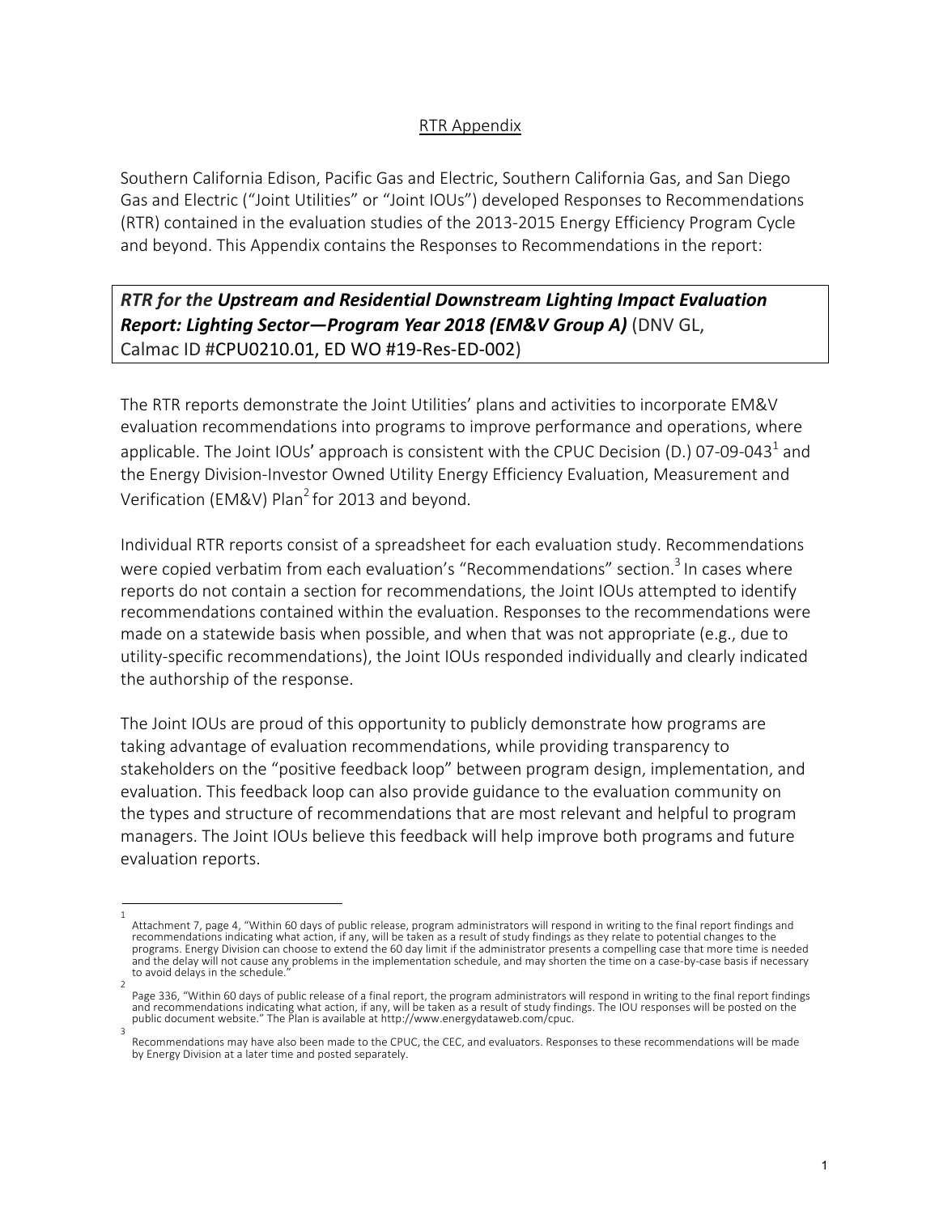RTR Appendix

Southern California Edison, Pacific Gas and Electric, Southern California Gas, and San Diego Gas and Electric ("Joint Utilities" or "Joint IOUs") developed Responses to Recommendations (RTR) contained in the evaluation studies of the 2013-2015 Energy Efficiency Program Cycle and beyond. This Appendix contains the Responses to Recommendations in the report:

***RTR for the Upstream and Residential Downstream Lighting Impact Evaluation Report: Lighting Sector—Program Year 2018 (EM&V Group A)*** (DNV GL, Calmac ID #CPU0210.01, ED WO #19-Res-ED-002)

The RTR reports demonstrate the Joint Utilities' plans and activities to incorporate EM&V evaluation recommendations into programs to improve performance and operations, where applicable. The Joint IOUs' approach is consistent with the CPUC Decision (D.) 07-09-043[1] and the Energy Division-Investor Owned Utility Energy Efficiency Evaluation, Measurement and Verification (EM&V) Plan[2] for 2013 and beyond.

Individual RTR reports consist of a spreadsheet for each evaluation study. Recommendations were copied verbatim from each evaluation's "Recommendations" section.[3] In cases where reports do not contain a section for recommendations, the Joint IOUs attempted to identify recommendations contained within the evaluation. Responses to the recommendations were made on a statewide basis when possible, and when that was not appropriate (e.g., due to utility-specific recommendations), the Joint IOUs responded individually and clearly indicated the authorship of the response.

The Joint IOUs are proud of this opportunity to publicly demonstrate how programs are taking advantage of evaluation recommendations, while providing transparency to stakeholders on the "positive feedback loop" between program design, implementation, and evaluation. This feedback loop can also provide guidance to the evaluation community on the types and structure of recommendations that are most relevant and helpful to program managers. The Joint IOUs believe this feedback will help improve both programs and future evaluation reports.

---

[1] Attachment 7, page 4, "Within 60 days of public release, program administrators will respond in writing to the final report findings and recommendations indicating what action, if any, will be taken as a result of study findings as they relate to potential changes to the programs. Energy Division can choose to extend the 60 day limit if the administrator presents a compelling case that more time is needed and the delay will not cause any problems in the implementation schedule, and may shorten the time on a case-by-case basis if necessary to avoid delays in the schedule."

[2] Page 336, "Within 60 days of public release of a final report, the program administrators will respond in writing to the final report findings and recommendations indicating what action, if any, will be taken as a result of study findings. The IOU responses will be posted on the public document website." The Plan is available at http://www.energydataweb.com/cpuc.

[3] Recommendations may have also been made to the CPUC, the CEC, and evaluators. Responses to these recommendations will be made by Energy Division at a later time and posted separately.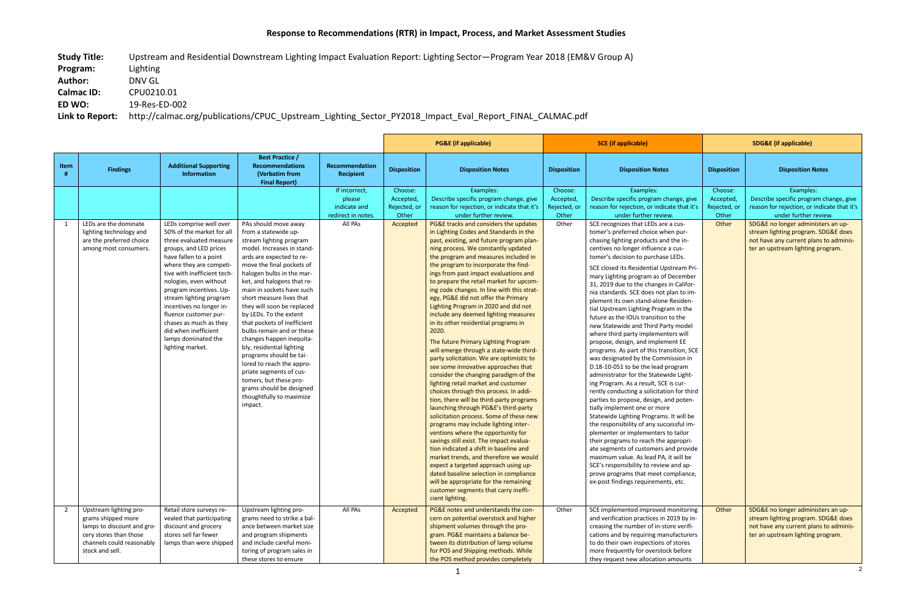## Response to Recommendations (RTR) in Impact, Process, and Market Assessment Studies

**Study Title:** Upstream and Residential Downstream Lighting Impact Evaluation Report: Lighting Sector—Program Year 2018 (EM&V Group A)
**Program:** Lighting
**Author:** DNV GL
**Calmac ID:** CPU0210.01
**ED WO:** 19-Res-ED-002
**Link to Report:** http://calmac.org/publications/CPUC_Upstream_Lighting_Sector_PY2018_Impact_Eval_Report_FINAL_CALMAC.pdf

| | | | | | PG&E (if applicable) | | SCE (if applicable) | | SDG&E (if applicable) | |
|---|---|---|---|---|---|---|---|---|---|---|
| Item # | Findings | Additional Supporting Information | Best Practice / Recommendations (Verbatim from Final Report) | Recommendation Recipient | Disposition | Disposition Notes | Disposition | Disposition Notes | Disposition | Disposition Notes |
| | | | | If incorrect, please indicate and redirect in notes. | Choose: Accepted, Rejected, or Other | Examples: Describe specific program change, give reason for rejection, or indicate that it's under further review. | Choose: Accepted, Rejected, or Other | Examples: Describe specific program change, give reason for rejection, or indicate that it's under further review. | Choose: Accepted, Rejected, or Other | Examples: Describe specific program change, give reason for rejection, or indicate that it's under further review. |
| 1 | LEDs are the dominate lighting technology and are the preferred choice among most consumers. | LEDs comprise well over 50% of the market for all three evaluated measure groups, and LED prices have fallen to a point where they are competitive with inefficient technologies, even without program incentives. Upstream lighting program incentives no longer influence customer purchases as much as they did when inefficient lamps dominated the lighting market. | PAs should move away from a statewide upstream lighting program model. Increases in standards are expected to remove the final pockets of halogen bulbs in the market, and halogens that remain in sockets have such short measure lives that they will soon be replaced by LEDs. To the extent that pockets of inefficient bulbs remain and or these changes happen inequitably, residential lighting programs should be tailored to reach the appropriate segments of customers, but these programs should be designed thoughtfully to maximize impact. | All PAs | Accepted | PG&E tracks and considers the updates in Lighting Codes and Standards in the past, existing, and future program planning process. We constantly updated the program and measures included in the program to incorporate the findings from past impact evaluations and to prepare the retail market for upcoming code changes. In line with this strategy, PG&E did not offer the Primary Lighting Program in 2020 and did not include any deemed lighting measures in its other residential programs in 2020.<br><br>The future Primary Lighting Program will emerge through a state-wide third-party solicitation. We are optimistic to see some innovative approaches that consider the changing paradigm of the lighting retail market and customer choices through this process. In addition, there will be third-party programs launching through PG&E's third-party solicitation process. Some of these new programs may include lighting interventions where the opportunity for savings still exist. The impact evaluation indicated a shift in baseline and market trends, and therefore we would expect a targeted approach using updated baseline selection in compliance will be appropriate for the remaining customer segments that carry inefficient lighting. | Other | SCE recognizes that LEDs are a customer's preferred choice when purchasing lighting products and the incentives no longer influence a customer's decision to purchase LEDs.<br><br>SCE closed its Residential Upstream Primary Lighting program as of December 31, 2019 due to the changes in California standards. SCE does not plan to implement its own stand-alone Residential Upstream Lighting Program in the future as the IOUs transition to the new Statewide and Third Party model where third party implementers will propose, design, and implement EE programs. As part of this transition, SCE was designated by the Commission in D.18-10-051 to be the lead program administrator for the Statewide Lighting Program. As a result, SCE is currently conducting a solicitation for third parties to propose, design, and potentially implement one or more Statewide Lighting Programs. It will be the responsibility of any successful implementer or implementers to tailor their programs to reach the appropriate segments of customers and provide maximum value. As lead PA, it will be SCE's responsibility to review and approve programs that meet compliance, ex-post findings requirements, etc. | Other | SDG&E no longer administers an upstream lighting program. SDG&E does not have any current plans to administer an upstream lighting program. |
| 2 | Upstream lighting programs shipped more lamps to discount and grocery stores than those channels could reasonably stock and sell. | Retail store surveys revealed that participating discount and grocery stores sell far fewer lamps than were shipped | Upstream lighting programs need to strike a balance between market size and program shipments and include careful monitoring of program sales in these stores to ensure | All PAs | Accepted | PG&E notes and understands the concern on potential overstock and higher shipment volumes through the program. PG&E maintains a balance between its distribution of lamp volume for POS and Shipping methods. While the POS method provides completely | Other | SCE implemented improved monitoring and verification practices in 2019 by increasing the number of in-store verifications and by requiring manufacturers to do their own inspections of stores more frequently for overstock before they request new allocation amounts | Other | SDG&E no longer administers an upstream lighting program. SDG&E does not have any current plans to administer an upstream lighting program. |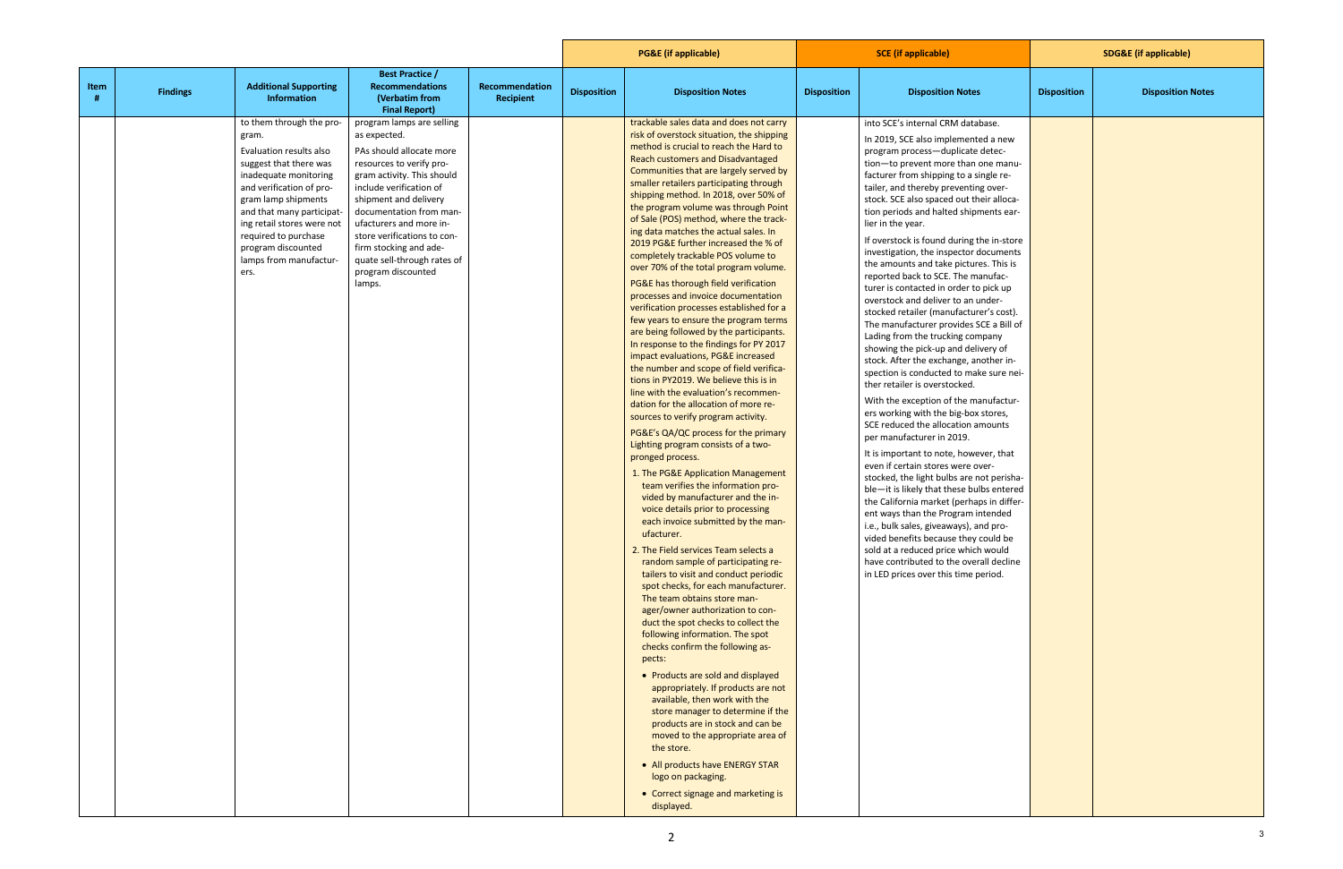| Item # | Findings | Additional Supporting Information | Best Practice / Recommendations (Verbatim from Final Report) | Recommendation Recipient | PG&E (if applicable) | | SCE (if applicable) | | SDG&E (if applicable) | |
|---|---|---|---|---|---|---|---|---|---|---|
| | | | | | Disposition | Disposition Notes | Disposition | Disposition Notes | Disposition | Disposition Notes |
| | | to them through the program.<br><br>Evaluation results also suggest that there was inadequate monitoring and verification of program lamp shipments and that many participating retail stores were not required to purchase program discounted lamps from manufacturers. | program lamps are selling as expected.<br><br>PAs should allocate more resources to verify program activity. This should include verification of shipment and delivery documentation from manufacturers and more in-store verifications to confirm stocking and adequate sell-through rates of program discounted lamps. | | | trackable sales data and does not carry risk of overstock situation, the shipping method is crucial to reach the Hard to Reach customers and Disadvantaged Communities that are largely served by smaller retailers participating through shipping method. In 2018, over 50% of the program volume was through Point of Sale (POS) method, where the tracking data matches the actual sales. In 2019 PG&E further increased the % of completely trackable POS volume to over 70% of the total program volume.<br><br>PG&E has thorough field verification processes and invoice documentation verification processes established for a few years to ensure the program terms are being followed by the participants. In response to the findings for PY 2017 impact evaluations, PG&E increased the number and scope of field verifications in PY2019. We believe this is in line with the evaluation's recommendation for the allocation of more resources to verify program activity.<br><br>PG&E's QA/QC process for the primary Lighting program consists of a two-pronged process.<br><br>1. The PG&E Application Management team verifies the information provided by manufacturer and the invoice details prior to processing each invoice submitted by the manufacturer.<br><br>2. The Field services Team selects a random sample of participating retailers to visit and conduct periodic spot checks, for each manufacturer. The team obtains store manager/owner authorization to conduct the spot checks to collect the following information. The spot checks confirm the following aspects:<br><br>• Products are sold and displayed appropriately. If products are not available, then work with the store manager to determine if the products are in stock and can be moved to the appropriate area of the store.<br><br>• All products have ENERGY STAR logo on packaging.<br><br>• Correct signage and marketing is displayed. | | into SCE's internal CRM database.<br><br>In 2019, SCE also implemented a new program process—duplicate detection—to prevent more than one manufacturer from shipping to a single retailer, and thereby preventing overstock. SCE also spaced out their allocation periods and halted shipments earlier in the year.<br><br>If overstock is found during the in-store investigation, the inspector documents the amounts and take pictures. This is reported back to SCE. The manufacturer is contacted in order to pick up overstock and deliver to an understocked retailer (manufacturer's cost). The manufacturer provides SCE a Bill of Lading from the trucking company showing the pick-up and delivery of stock. After the exchange, another inspection is conducted to make sure neither retailer is overstocked.<br><br>With the exception of the manufacturers working with the big-box stores, SCE reduced the allocation amounts per manufacturer in 2019.<br><br>It is important to note, however, that even if certain stores were overstocked, the light bulbs are not perishable—it is likely that these bulbs entered the California market (perhaps in different ways than the Program intended i.e., bulk sales, giveaways), and provided benefits because they could be sold at a reduced price which would have contributed to the overall decline in LED prices over this time period. | | |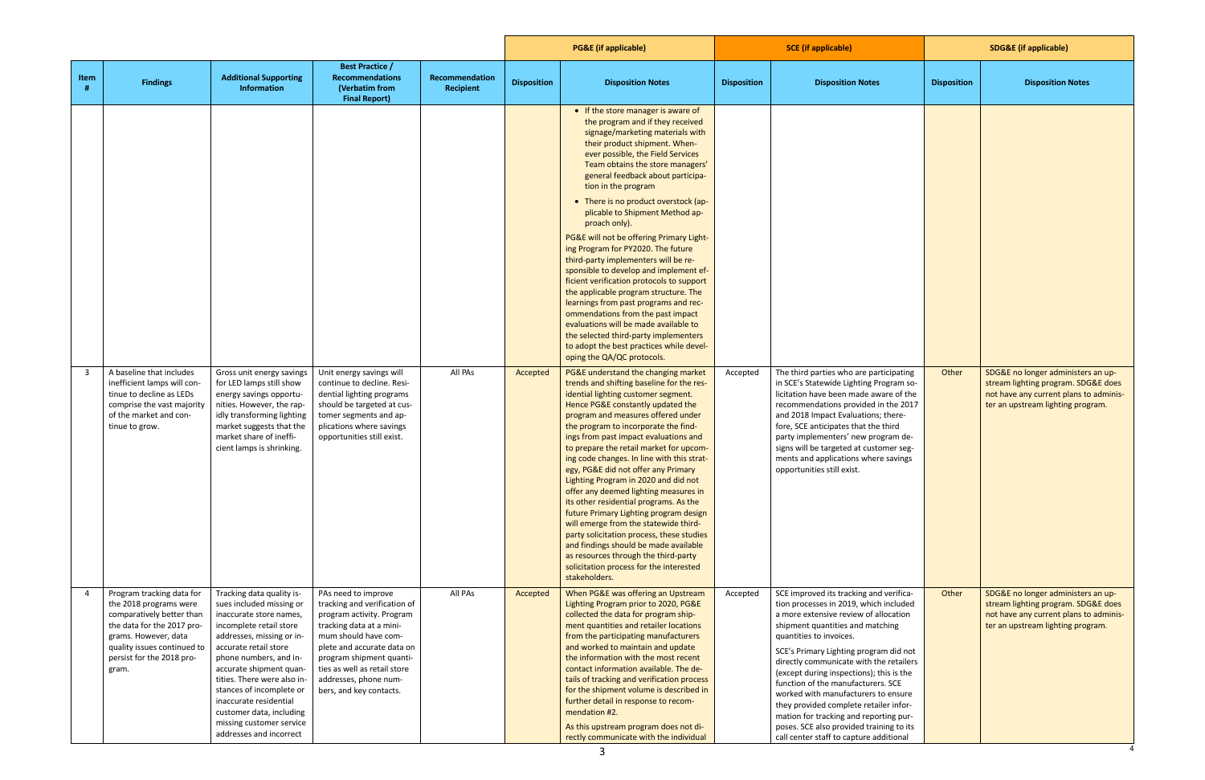| Item # | Findings | Additional Supporting Information | Best Practice / Recommendations (Verbatim from Final Report) | Recommendation Recipient | PG&E (if applicable) | | SCE (if applicable) | | SDG&E (if applicable) | |
|---|---|---|---|---|---|---|---|---|---|---|
| | | | | | Disposition | Disposition Notes | Disposition | Disposition Notes | Disposition | Disposition Notes |
| | | | | | | • If the store manager is aware of the program and if they received signage/marketing materials with their product shipment. Whenever possible, the Field Services Team obtains the store managers' general feedback about participation in the program<br>• There is no product overstock (applicable to Shipment Method approach only).<br>PG&E will not be offering Primary Lighting Program for PY2020. The future third-party implementers will be responsible to develop and implement efficient verification protocols to support the applicable program structure. The learnings from past programs and recommendations from the past impact evaluations will be made available to the selected third-party implementers to adopt the best practices while developing the QA/QC protocols. | | | | |
| 3 | A baseline that includes inefficient lamps will continue to decline as LEDs comprise the vast majority of the market and continue to grow. | Gross unit energy savings for LED lamps still show energy savings opportunities. However, the rapidly transforming lighting market suggests that the market share of inefficient lamps is shrinking. | Unit energy savings will continue to decline. Residential lighting programs should be targeted at customer segments and applications where savings opportunities still exist. | All PAs | Accepted | PG&E understand the changing market trends and shifting baseline for the residential lighting customer segment. Hence PG&E constantly updated the program and measures offered under the program to incorporate the findings from past impact evaluations and to prepare the retail market for upcoming code changes. In line with this strategy, PG&E did not offer any Primary Lighting Program in 2020 and did not offer any deemed lighting measures in its other residential programs. As the future Primary Lighting program design will emerge from the statewide third-party solicitation process, these studies and findings should be made available as resources through the third-party solicitation process for the interested stakeholders. | Accepted | The third parties who are participating in SCE's Statewide Lighting Program solicitation have been made aware of the recommendations provided in the 2017 and 2018 Impact Evaluations; therefore, SCE anticipates that the third party implementers' new program designs will be targeted at customer segments and applications where savings opportunities still exist. | Other | SDG&E no longer administers an upstream lighting program. SDG&E does not have any current plans to administer an upstream lighting program. |
| 4 | Program tracking data for the 2018 programs were comparatively better than the data for the 2017 programs. However, data quality issues continued to persist for the 2018 program. | Tracking data quality issues included missing or inaccurate store names, incomplete retail store addresses, missing or inaccurate retail store phone numbers, and inaccurate shipment quantities. There were also instances of incomplete or inaccurate residential customer data, including missing customer service addresses and incorrect | PAs need to improve tracking and verification of program activity. Program tracking data at a minimum should have complete and accurate data on program shipment quantities as well as retail store addresses, phone numbers, and key contacts. | All PAs | Accepted | When PG&E was offering an Upstream Lighting Program prior to 2020, PG&E collected the data for program shipment quantities and retailer locations from the participating manufacturers and worked to maintain and update the information with the most recent contact information available. The details of tracking and verification process for the shipment volume is described in further detail in response to recommendation #2.<br>As this upstream program does not directly communicate with the individual | Accepted | SCE improved its tracking and verification processes in 2019, which included a more extensive review of allocation shipment quantities and matching quantities to invoices.<br>SCE's Primary Lighting program did not directly communicate with the retailers (except during inspections); this is the function of the manufacturers. SCE worked with manufacturers to ensure they provided complete retailer information for tracking and reporting purposes. SCE also provided training to its call center staff to capture additional | Other | SDG&E no longer administers an upstream lighting program. SDG&E does not have any current plans to administer an upstream lighting program. |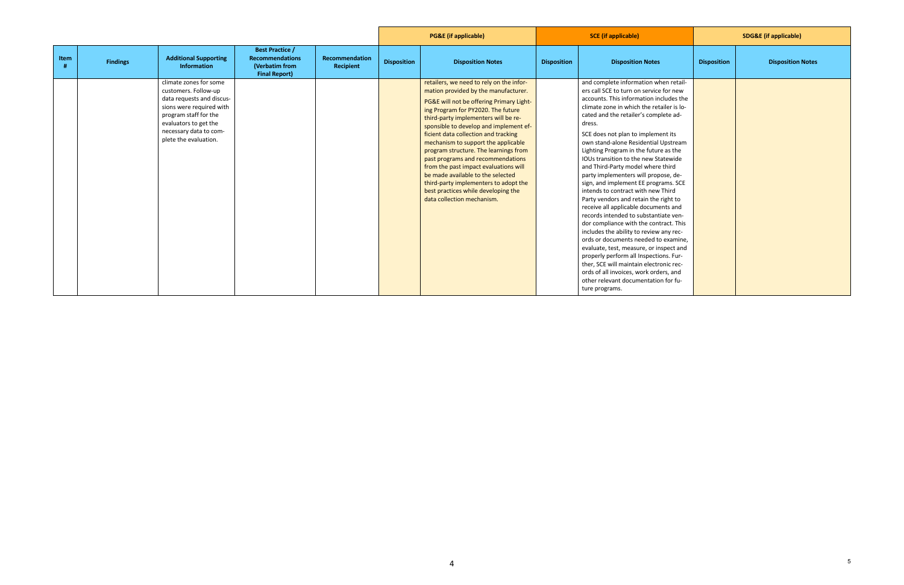| | | | | | PG&E (if applicable) | | SCE (if applicable) | | SDG&E (if applicable) | |
|---|---|---|---|---|---|---|---|---|---|---|
| Item # | Findings | Additional Supporting Information | Best Practice / Recommendations (Verbatim from Final Report) | Recommendation Recipient | Disposition | Disposition Notes | Disposition | Disposition Notes | Disposition | Disposition Notes |
| | | climate zones for some customers. Follow-up data requests and discussions were required with program staff for the evaluators to get the necessary data to complete the evaluation. | | | | retailers, we need to rely on the information provided by the manufacturer.<br><br>PG&E will not be offering Primary Lighting Program for PY2020. The future third-party implementers will be responsible to develop and implement efficient data collection and tracking mechanism to support the applicable program structure. The learnings from past programs and recommendations from the past impact evaluations will be made available to the selected third-party implementers to adopt the best practices while developing the data collection mechanism. | | and complete information when retailers call SCE to turn on service for new accounts. This information includes the climate zone in which the retailer is located and the retailer's complete address.<br><br>SCE does not plan to implement its own stand-alone Residential Upstream Lighting Program in the future as the IOUs transition to the new Statewide and Third-Party model where third party implementers will propose, design, and implement EE programs. SCE intends to contract with new Third Party vendors and retain the right to receive all applicable documents and records intended to substantiate vendor compliance with the contract. This includes the ability to review any records or documents needed to examine, evaluate, test, measure, or inspect and properly perform all Inspections. Further, SCE will maintain electronic records of all invoices, work orders, and other relevant documentation for future programs. | | |